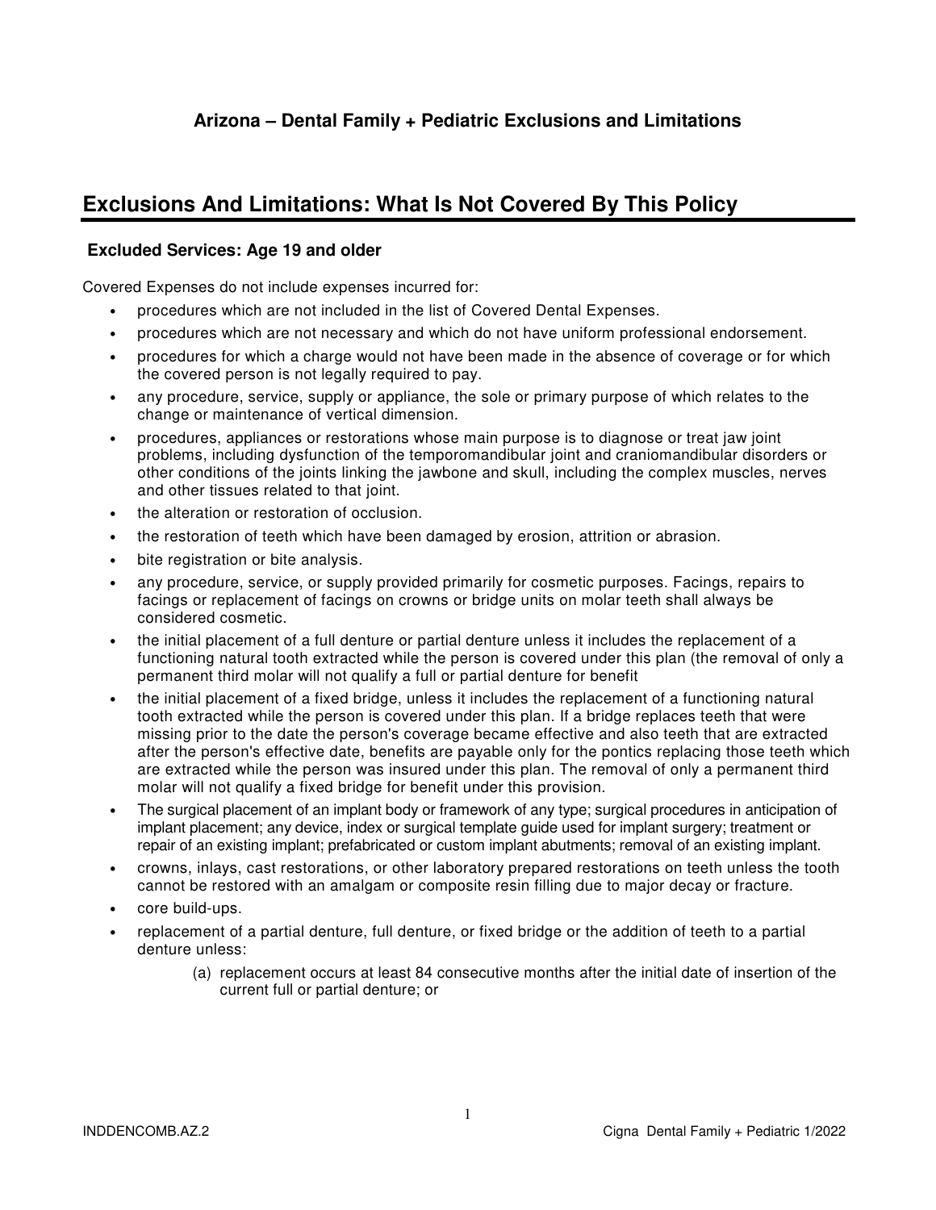## Arizona – Dental Family + Pediatric Exclusions and Limitations

# Exclusions And Limitations: What Is Not Covered By This Policy

### Excluded Services: Age 19 and older

Covered Expenses do not include expenses incurred for:

- procedures which are not included in the list of Covered Dental Expenses.
- procedures which are not necessary and which do not have uniform professional endorsement.
- procedures for which a charge would not have been made in the absence of coverage or for which the covered person is not legally required to pay.
- any procedure, service, supply or appliance, the sole or primary purpose of which relates to the change or maintenance of vertical dimension.
- procedures, appliances or restorations whose main purpose is to diagnose or treat jaw joint problems, including dysfunction of the temporomandibular joint and craniomandibular disorders or other conditions of the joints linking the jawbone and skull, including the complex muscles, nerves and other tissues related to that joint.
- the alteration or restoration of occlusion.
- the restoration of teeth which have been damaged by erosion, attrition or abrasion.
- bite registration or bite analysis.
- any procedure, service, or supply provided primarily for cosmetic purposes. Facings, repairs to facings or replacement of facings on crowns or bridge units on molar teeth shall always be considered cosmetic.
- the initial placement of a full denture or partial denture unless it includes the replacement of a functioning natural tooth extracted while the person is covered under this plan (the removal of only a permanent third molar will not qualify a full or partial denture for benefit
- the initial placement of a fixed bridge, unless it includes the replacement of a functioning natural tooth extracted while the person is covered under this plan. If a bridge replaces teeth that were missing prior to the date the person's coverage became effective and also teeth that are extracted after the person's effective date, benefits are payable only for the pontics replacing those teeth which are extracted while the person was insured under this plan. The removal of only a permanent third molar will not qualify a fixed bridge for benefit under this provision.
- The surgical placement of an implant body or framework of any type; surgical procedures in anticipation of implant placement; any device, index or surgical template guide used for implant surgery; treatment or repair of an existing implant; prefabricated or custom implant abutments; removal of an existing implant.
- crowns, inlays, cast restorations, or other laboratory prepared restorations on teeth unless the tooth cannot be restored with an amalgam or composite resin filling due to major decay or fracture.
- core build-ups.
- replacement of a partial denture, full denture, or fixed bridge or the addition of teeth to a partial denture unless:
  - (a) replacement occurs at least 84 consecutive months after the initial date of insertion of the current full or partial denture; or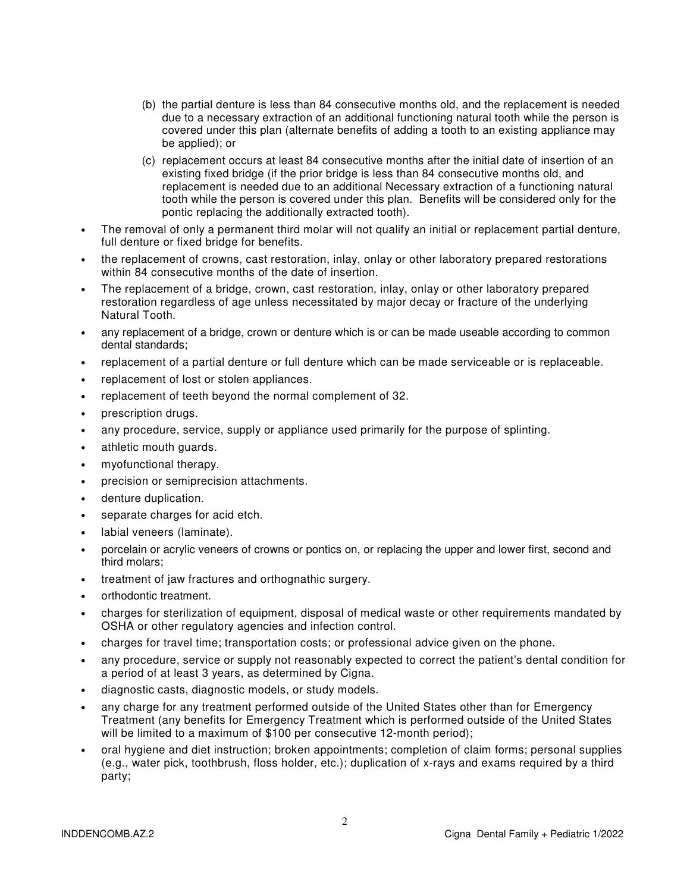(b) the partial denture is less than 84 consecutive months old, and the replacement is needed due to a necessary extraction of an additional functioning natural tooth while the person is covered under this plan (alternate benefits of adding a tooth to an existing appliance may be applied); or

(c) replacement occurs at least 84 consecutive months after the initial date of insertion of an existing fixed bridge (if the prior bridge is less than 84 consecutive months old, and replacement is needed due to an additional Necessary extraction of a functioning natural tooth while the person is covered under this plan. Benefits will be considered only for the pontic replacing the additionally extracted tooth).

- The removal of only a permanent third molar will not qualify an initial or replacement partial denture, full denture or fixed bridge for benefits.
- the replacement of crowns, cast restoration, inlay, onlay or other laboratory prepared restorations within 84 consecutive months of the date of insertion.
- The replacement of a bridge, crown, cast restoration, inlay, onlay or other laboratory prepared restoration regardless of age unless necessitated by major decay or fracture of the underlying Natural Tooth.
- any replacement of a bridge, crown or denture which is or can be made useable according to common dental standards;
- replacement of a partial denture or full denture which can be made serviceable or is replaceable.
- replacement of lost or stolen appliances.
- replacement of teeth beyond the normal complement of 32.
- prescription drugs.
- any procedure, service, supply or appliance used primarily for the purpose of splinting.
- athletic mouth guards.
- myofunctional therapy.
- precision or semiprecision attachments.
- denture duplication.
- separate charges for acid etch.
- labial veneers (laminate).
- porcelain or acrylic veneers of crowns or pontics on, or replacing the upper and lower first, second and third molars;
- treatment of jaw fractures and orthognathic surgery.
- orthodontic treatment.
- charges for sterilization of equipment, disposal of medical waste or other requirements mandated by OSHA or other regulatory agencies and infection control.
- charges for travel time; transportation costs; or professional advice given on the phone.
- any procedure, service or supply not reasonably expected to correct the patient's dental condition for a period of at least 3 years, as determined by Cigna.
- diagnostic casts, diagnostic models, or study models.
- any charge for any treatment performed outside of the United States other than for Emergency Treatment (any benefits for Emergency Treatment which is performed outside of the United States will be limited to a maximum of $100 per consecutive 12-month period);
- oral hygiene and diet instruction; broken appointments; completion of claim forms; personal supplies (e.g., water pick, toothbrush, floss holder, etc.); duplication of x-rays and exams required by a third party;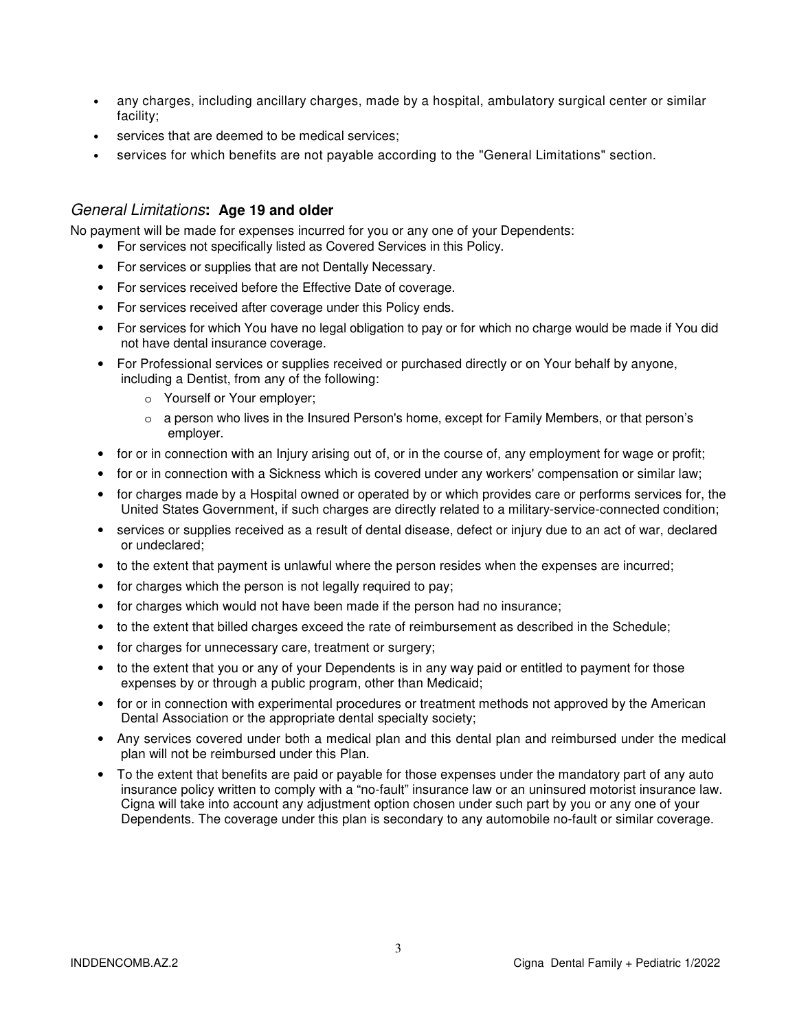- any charges, including ancillary charges, made by a hospital, ambulatory surgical center or similar facility;
- services that are deemed to be medical services;
- services for which benefits are not payable according to the "General Limitations" section.

### *General Limitations*: Age 19 and older

No payment will be made for expenses incurred for you or any one of your Dependents:

- For services not specifically listed as Covered Services in this Policy.
- For services or supplies that are not Dentally Necessary.
- For services received before the Effective Date of coverage.
- For services received after coverage under this Policy ends.
- For services for which You have no legal obligation to pay or for which no charge would be made if You did not have dental insurance coverage.
- For Professional services or supplies received or purchased directly or on Your behalf by anyone, including a Dentist, from any of the following:
  - Yourself or Your employer;
  - a person who lives in the Insured Person's home, except for Family Members, or that person's employer.
- for or in connection with an Injury arising out of, or in the course of, any employment for wage or profit;
- for or in connection with a Sickness which is covered under any workers' compensation or similar law;
- for charges made by a Hospital owned or operated by or which provides care or performs services for, the United States Government, if such charges are directly related to a military-service-connected condition;
- services or supplies received as a result of dental disease, defect or injury due to an act of war, declared or undeclared;
- to the extent that payment is unlawful where the person resides when the expenses are incurred;
- for charges which the person is not legally required to pay;
- for charges which would not have been made if the person had no insurance;
- to the extent that billed charges exceed the rate of reimbursement as described in the Schedule;
- for charges for unnecessary care, treatment or surgery;
- to the extent that you or any of your Dependents is in any way paid or entitled to payment for those expenses by or through a public program, other than Medicaid;
- for or in connection with experimental procedures or treatment methods not approved by the American Dental Association or the appropriate dental specialty society;
- Any services covered under both a medical plan and this dental plan and reimbursed under the medical plan will not be reimbursed under this Plan.
- To the extent that benefits are paid or payable for those expenses under the mandatory part of any auto insurance policy written to comply with a "no-fault" insurance law or an uninsured motorist insurance law. Cigna will take into account any adjustment option chosen under such part by you or any one of your Dependents. The coverage under this plan is secondary to any automobile no-fault or similar coverage.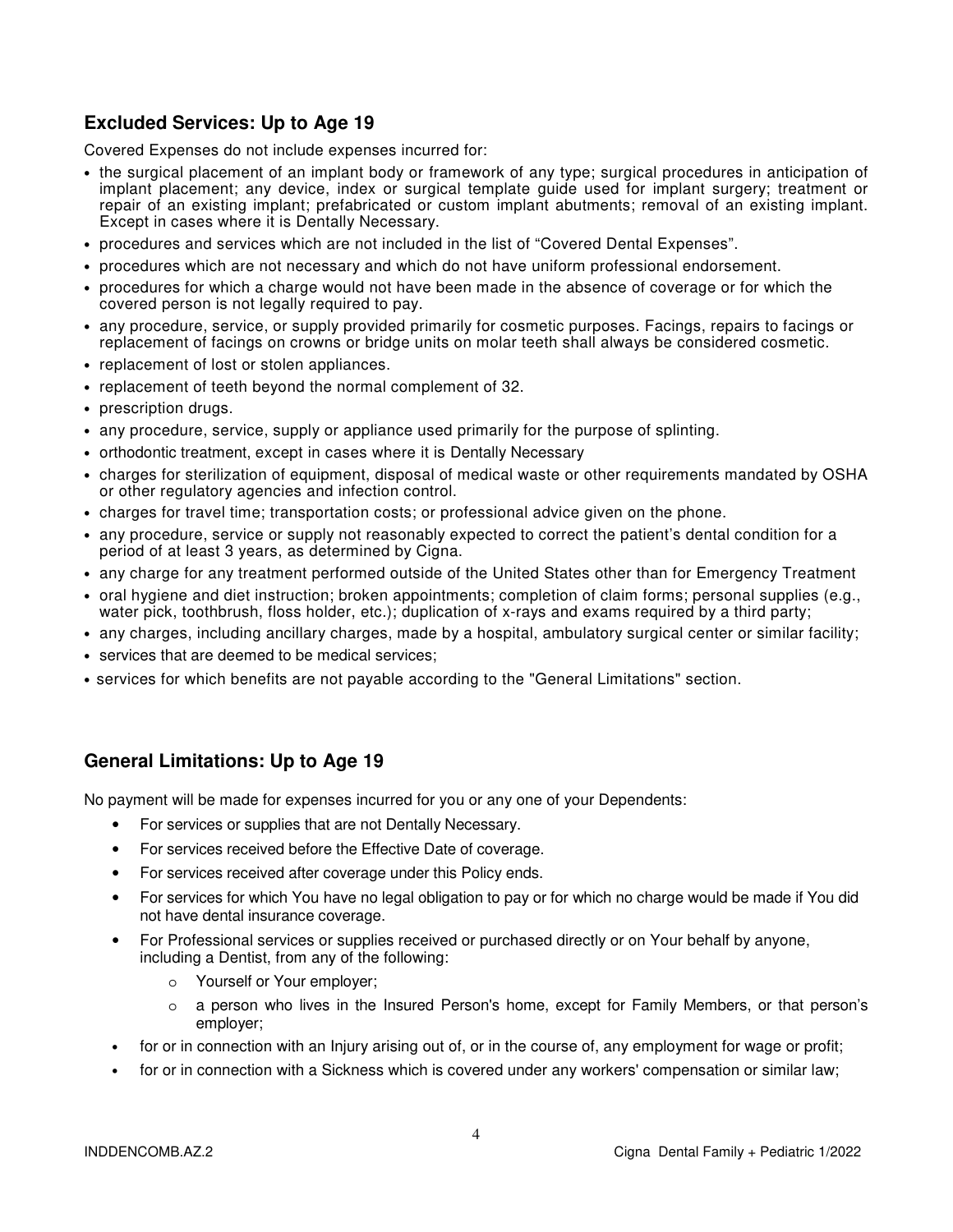## Excluded Services: Up to Age 19

Covered Expenses do not include expenses incurred for:

- the surgical placement of an implant body or framework of any type; surgical procedures in anticipation of implant placement; any device, index or surgical template guide used for implant surgery; treatment or repair of an existing implant; prefabricated or custom implant abutments; removal of an existing implant. Except in cases where it is Dentally Necessary.
- procedures and services which are not included in the list of "Covered Dental Expenses".
- procedures which are not necessary and which do not have uniform professional endorsement.
- procedures for which a charge would not have been made in the absence of coverage or for which the covered person is not legally required to pay.
- any procedure, service, or supply provided primarily for cosmetic purposes. Facings, repairs to facings or replacement of facings on crowns or bridge units on molar teeth shall always be considered cosmetic.
- replacement of lost or stolen appliances.
- replacement of teeth beyond the normal complement of 32.
- prescription drugs.
- any procedure, service, supply or appliance used primarily for the purpose of splinting.
- orthodontic treatment, except in cases where it is Dentally Necessary
- charges for sterilization of equipment, disposal of medical waste or other requirements mandated by OSHA or other regulatory agencies and infection control.
- charges for travel time; transportation costs; or professional advice given on the phone.
- any procedure, service or supply not reasonably expected to correct the patient's dental condition for a period of at least 3 years, as determined by Cigna.
- any charge for any treatment performed outside of the United States other than for Emergency Treatment
- oral hygiene and diet instruction; broken appointments; completion of claim forms; personal supplies (e.g., water pick, toothbrush, floss holder, etc.); duplication of x-rays and exams required by a third party;
- any charges, including ancillary charges, made by a hospital, ambulatory surgical center or similar facility;
- services that are deemed to be medical services;
- services for which benefits are not payable according to the "General Limitations" section.

## General Limitations: Up to Age 19

No payment will be made for expenses incurred for you or any one of your Dependents:

- For services or supplies that are not Dentally Necessary.
- For services received before the Effective Date of coverage.
- For services received after coverage under this Policy ends.
- For services for which You have no legal obligation to pay or for which no charge would be made if You did not have dental insurance coverage.
- For Professional services or supplies received or purchased directly or on Your behalf by anyone, including a Dentist, from any of the following:
  - Yourself or Your employer;
  - a person who lives in the Insured Person's home, except for Family Members, or that person's employer;
- for or in connection with an Injury arising out of, or in the course of, any employment for wage or profit;
- for or in connection with a Sickness which is covered under any workers' compensation or similar law;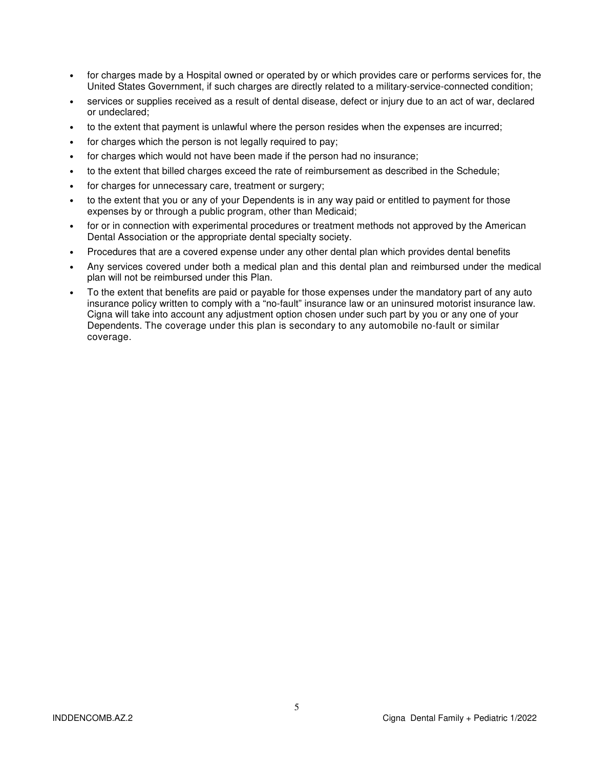- for charges made by a Hospital owned or operated by or which provides care or performs services for, the United States Government, if such charges are directly related to a military-service-connected condition;
- services or supplies received as a result of dental disease, defect or injury due to an act of war, declared or undeclared;
- to the extent that payment is unlawful where the person resides when the expenses are incurred;
- for charges which the person is not legally required to pay;
- for charges which would not have been made if the person had no insurance;
- to the extent that billed charges exceed the rate of reimbursement as described in the Schedule;
- for charges for unnecessary care, treatment or surgery;
- to the extent that you or any of your Dependents is in any way paid or entitled to payment for those expenses by or through a public program, other than Medicaid;
- for or in connection with experimental procedures or treatment methods not approved by the American Dental Association or the appropriate dental specialty society.
- Procedures that are a covered expense under any other dental plan which provides dental benefits
- Any services covered under both a medical plan and this dental plan and reimbursed under the medical plan will not be reimbursed under this Plan.
- To the extent that benefits are paid or payable for those expenses under the mandatory part of any auto insurance policy written to comply with a "no-fault" insurance law or an uninsured motorist insurance law. Cigna will take into account any adjustment option chosen under such part by you or any one of your Dependents. The coverage under this plan is secondary to any automobile no-fault or similar coverage.